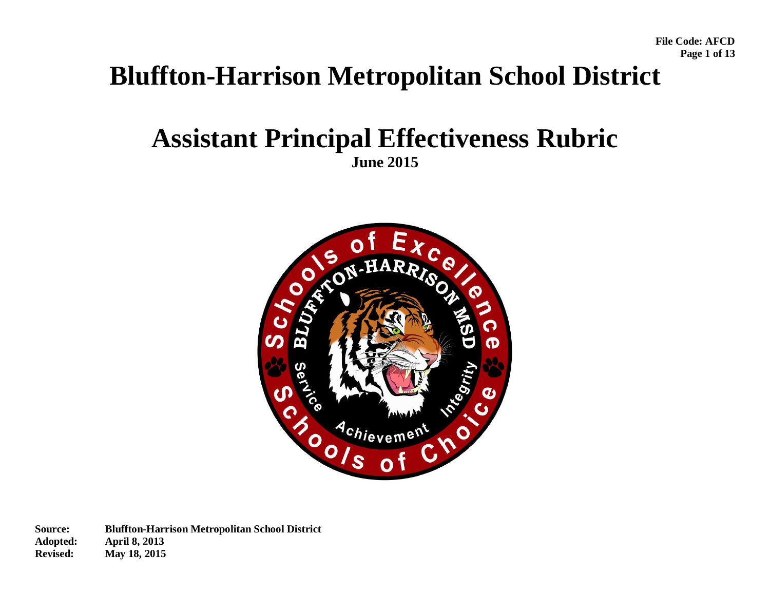File Code: AFCD

# Bluffton-Harrison Metropolitan School District

## Assistant Principal Effectiveness Rubric

**June 2015**

**Source:** Bluffton-Harrison Metropolitan School District
**Adopted:** April 8, 2013
**Revised:** May 18, 2015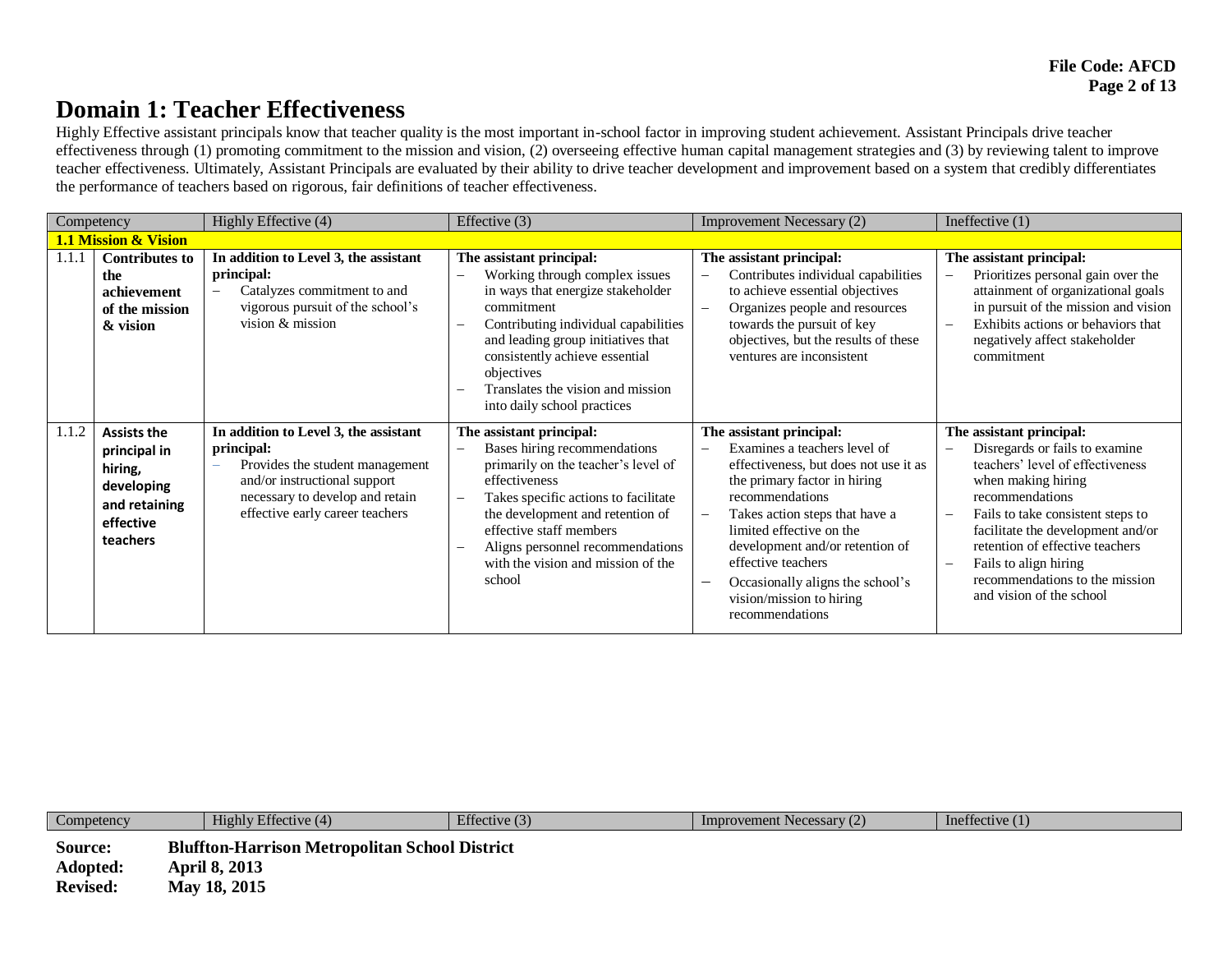# Domain 1: Teacher Effectiveness

Highly Effective assistant principals know that teacher quality is the most important in-school factor in improving student achievement. Assistant Principals drive teacher effectiveness through (1) promoting commitment to the mission and vision, (2) overseeing effective human capital management strategies and (3) by reviewing talent to improve teacher effectiveness. Ultimately, Assistant Principals are evaluated by their ability to drive teacher development and improvement based on a system that credibly differentiates the performance of teachers based on rigorous, fair definitions of teacher effectiveness.

| Competency | | Highly Effective (4) | Effective (3) | Improvement Necessary (2) | Ineffective (1) |
|---|---|---|---|---|---|
| **1.1 Mission & Vision** | | | | | |
| 1.1.1 | **Contributes to the achievement of the mission & vision** | **In addition to Level 3, the assistant principal:**<br>– Catalyzes commitment to and vigorous pursuit of the school's vision & mission | **The assistant principal:**<br>– Working through complex issues in ways that energize stakeholder commitment<br>– Contributing individual capabilities and leading group initiatives that consistently achieve essential objectives<br>– Translates the vision and mission into daily school practices | **The assistant principal:**<br>– Contributes individual capabilities to achieve essential objectives<br>– Organizes people and resources towards the pursuit of key objectives, but the results of these ventures are inconsistent | **The assistant principal:**<br>– Prioritizes personal gain over the attainment of organizational goals in pursuit of the mission and vision<br>– Exhibits actions or behaviors that negatively affect stakeholder commitment |
| 1.1.2 | **Assists the principal in hiring, developing and retaining effective teachers** | **In addition to Level 3, the assistant principal:**<br>– Provides the student management and/or instructional support necessary to develop and retain effective early career teachers | **The assistant principal:**<br>– Bases hiring recommendations primarily on the teacher's level of effectiveness<br>– Takes specific actions to facilitate the development and retention of effective staff members<br>– Aligns personnel recommendations with the vision and mission of the school | **The assistant principal:**<br>– Examines a teachers level of effectiveness, but does not use it as the primary factor in hiring recommendations<br>– Takes action steps that have a limited effective on the development and/or retention of effective teachers<br>– Occasionally aligns the school's vision/mission to hiring recommendations | **The assistant principal:**<br>– Disregards or fails to examine teachers' level of effectiveness when making hiring recommendations<br>– Fails to take consistent steps to facilitate the development and/or retention of effective teachers<br>– Fails to align hiring recommendations to the mission and vision of the school |

**Source:** Bluffton-Harrison Metropolitan School District
**Adopted:** April 8, 2013
**Revised:** May 18, 2015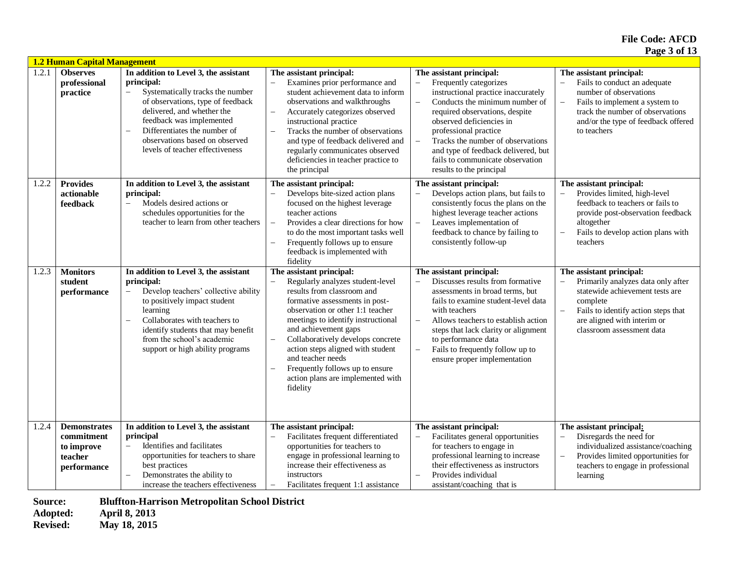| 1.2 Human Capital Management | | | | | |
|---|---|---|---|---|---|
| 1.2.1 | **Observes professional practice** | **In addition to Level 3, the assistant principal:** – Systematically tracks the number of observations, type of feedback delivered, and whether the feedback was implemented – Differentiates the number of observations based on observed levels of teacher effectiveness | **The assistant principal:** – Examines prior performance and student achievement data to inform observations and walkthroughs – Accurately categorizes observed instructional practice – Tracks the number of observations and type of feedback delivered and regularly communicates observed deficiencies in teacher practice to the principal | **The assistant principal:** – Frequently categorizes instructional practice inaccurately – Conducts the minimum number of required observations, despite observed deficiencies in professional practice – Tracks the number of observations and type of feedback delivered, but fails to communicate observation results to the principal | **The assistant principal:** – Fails to conduct an adequate number of observations – Fails to implement a system to track the number of observations and/or the type of feedback offered to teachers |
| 1.2.2 | **Provides actionable feedback** | **In addition to Level 3, the assistant principal:** – Models desired actions or schedules opportunities for the teacher to learn from other teachers | **The assistant principal:** – Develops bite-sized action plans focused on the highest leverage teacher actions – Provides a clear directions for how to do the most important tasks well – Frequently follows up to ensure feedback is implemented with fidelity | **The assistant principal:** – Develops action plans, but fails to consistently focus the plans on the highest leverage teacher actions – Leaves implementation of feedback to chance by failing to consistently follow-up | **The assistant principal:** – Provides limited, high-level feedback to teachers or fails to provide post-observation feedback altogether – Fails to develop action plans with teachers |
| 1.2.3 | **Monitors student performance** | **In addition to Level 3, the assistant principal:** – Develop teachers' collective ability to positively impact student learning – Collaborates with teachers to identify students that may benefit from the school's academic support or high ability programs | **The assistant principal:** – Regularly analyzes student-level results from classroom and formative assessments in post-observation or other 1:1 teacher meetings to identify instructional and achievement gaps – Collaboratively develops concrete action steps aligned with student and teacher needs – Frequently follows up to ensure action plans are implemented with fidelity | **The assistant principal:** – Discusses results from formative assessments in broad terms, but fails to examine student-level data with teachers – Allows teachers to establish action steps that lack clarity or alignment to performance data – Fails to frequently follow up to ensure proper implementation | **The assistant principal:** – Primarily analyzes data only after statewide achievement tests are complete – Fails to identify action steps that are aligned with interim or classroom assessment data |
| 1.2.4 | **Demonstrates commitment to improve teacher performance** | **In addition to Level 3, the assistant principal** – Identifies and facilitates opportunities for teachers to share best practices – Demonstrates the ability to increase the teachers effectiveness | **The assistant principal:** – Facilitates frequent differentiated opportunities for teachers to engage in professional learning to increase their effectiveness as instructors – Facilitates frequent 1:1 assistance | **The assistant principal:** – Facilitates general opportunities for teachers to engage in professional learning to increase their effectiveness as instructors – Provides individual assistant/coaching that is | **The assistant principal:** – Disregards the need for individualized assistance/coaching – Provides limited opportunities for teachers to engage in professional learning |

**Source:** Bluffton-Harrison Metropolitan School District
**Adopted:** April 8, 2013
**Revised:** May 18, 2015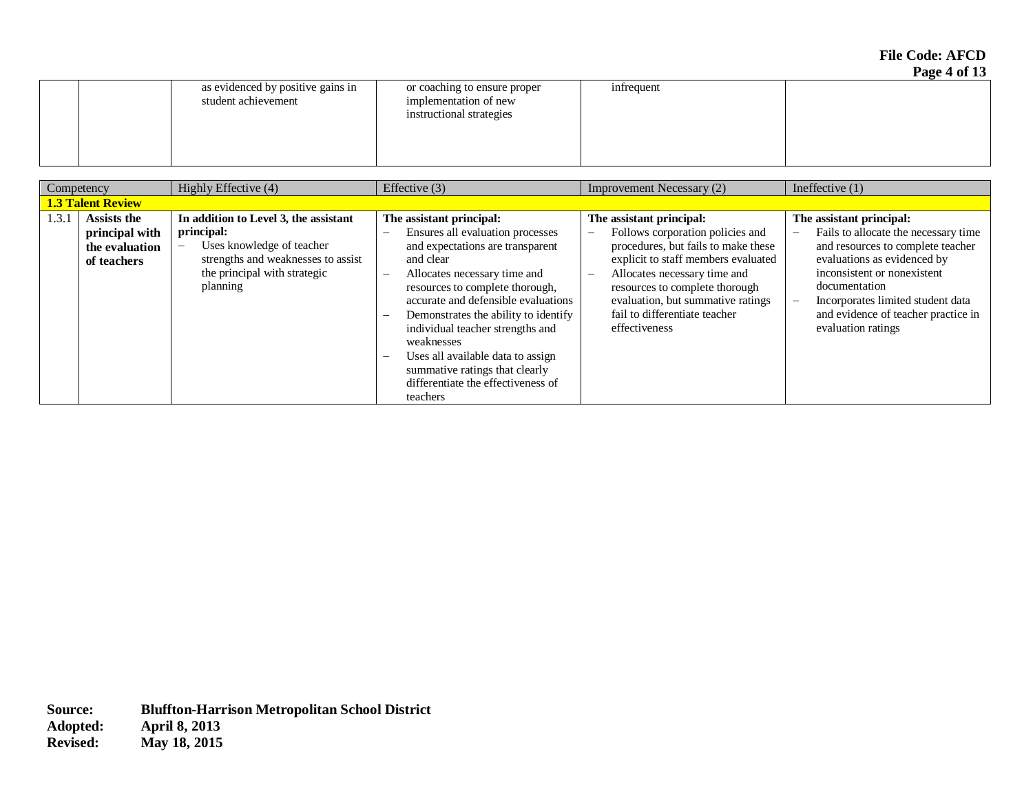| | | as evidenced by positive gains in student achievement | or coaching to ensure proper implementation of new instructional strategies | infrequent | |
|---|---|---|---|---|---|

| Competency | | Highly Effective (4) | Effective (3) | Improvement Necessary (2) | Ineffective (1) |
|---|---|---|---|---|---|
| **1.3 Talent Review** | | | | | |
| 1.3.1 | **Assists the principal with the evaluation of teachers** | **In addition to Level 3, the assistant principal:**<br>– Uses knowledge of teacher strengths and weaknesses to assist the principal with strategic planning | **The assistant principal:**<br>– Ensures all evaluation processes and expectations are transparent and clear<br>– Allocates necessary time and resources to complete thorough, accurate and defensible evaluations<br>– Demonstrates the ability to identify individual teacher strengths and weaknesses<br>– Uses all available data to assign summative ratings that clearly differentiate the effectiveness of teachers | **The assistant principal:**<br>– Follows corporation policies and procedures, but fails to make these explicit to staff members evaluated<br>– Allocates necessary time and resources to complete thorough evaluation, but summative ratings fail to differentiate teacher effectiveness | **The assistant principal:**<br>– Fails to allocate the necessary time and resources to complete teacher evaluations as evidenced by inconsistent or nonexistent documentation<br>– Incorporates limited student data and evidence of teacher practice in evaluation ratings |

**Source:** **Bluffton-Harrison Metropolitan School District**
**Adopted:** **April 8, 2013**
**Revised:** **May 18, 2015**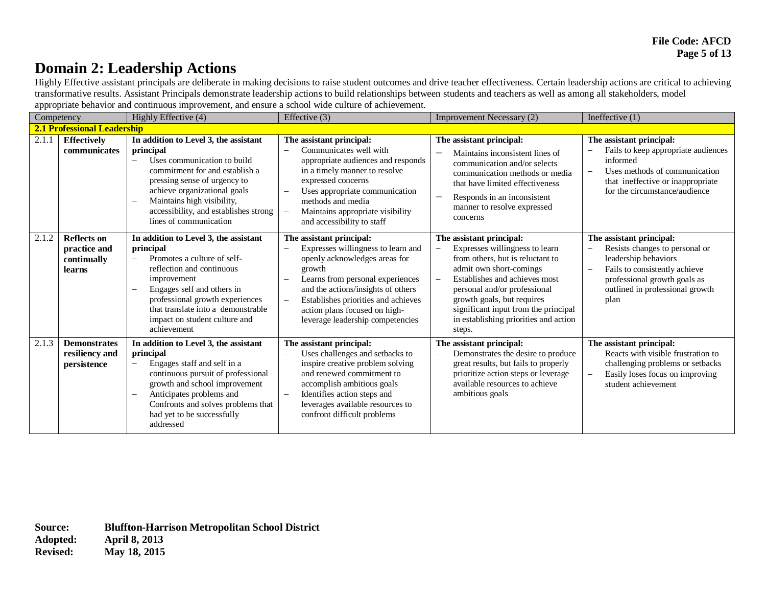# Domain 2: Leadership Actions

Highly Effective assistant principals are deliberate in making decisions to raise student outcomes and drive teacher effectiveness. Certain leadership actions are critical to achieving transformative results. Assistant Principals demonstrate leadership actions to build relationships between students and teachers as well as among all stakeholders, model appropriate behavior and continuous improvement, and ensure a school wide culture of achievement.

| Competency | | Highly Effective (4) | Effective (3) | Improvement Necessary (2) | Ineffective (1) |
|---|---|---|---|---|---|
| **2.1 Professional Leadership** | | | | | |
| 2.1.1 | **Effectively communicates** | **In addition to Level 3, the assistant principal** – Uses communication to build commitment for and establish a pressing sense of urgency to achieve organizational goals – Maintains high visibility, accessibility, and establishes strong lines of communication | **The assistant principal:** – Communicates well with appropriate audiences and responds in a timely manner to resolve expressed concerns – Uses appropriate communication methods and media – Maintains appropriate visibility and accessibility to staff | **The assistant principal:** – Maintains inconsistent lines of communication and/or selects communication methods or media that have limited effectiveness – Responds in an inconsistent manner to resolve expressed concerns | **The assistant principal:** – Fails to keep appropriate audiences informed – Uses methods of communication that ineffective or inappropriate for the circumstance/audience |
| 2.1.2 | **Reflects on practice and continually learns** | **In addition to Level 3, the assistant principal** – Promotes a culture of self-reflection and continuous improvement – Engages self and others in professional growth experiences that translate into a demonstrable impact on student culture and achievement | **The assistant principal:** – Expresses willingness to learn and openly acknowledges areas for growth – Learns from personal experiences and the actions/insights of others – Establishes priorities and achieves action plans focused on high-leverage leadership competencies | **The assistant principal:** – Expresses willingness to learn from others, but is reluctant to admit own short-comings – Establishes and achieves most personal and/or professional growth goals, but requires significant input from the principal in establishing priorities and action steps. | **The assistant principal:** – Resists changes to personal or leadership behaviors – Fails to consistently achieve professional growth goals as outlined in professional growth plan |
| 2.1.3 | **Demonstrates resiliency and persistence** | **In addition to Level 3, the assistant principal** – Engages staff and self in a continuous pursuit of professional growth and school improvement – Anticipates problems and Confronts and solves problems that had yet to be successfully addressed | **The assistant principal:** – Uses challenges and setbacks to inspire creative problem solving and renewed commitment to accomplish ambitious goals – Identifies action steps and leverages available resources to confront difficult problems | **The assistant principal:** – Demonstrates the desire to produce great results, but fails to properly prioritize action steps or leverage available resources to achieve ambitious goals | **The assistant principal:** – Reacts with visible frustration to challenging problems or setbacks – Easily loses focus on improving student achievement |

**Source:** **Bluffton-Harrison Metropolitan School District**
**Adopted:** **April 8, 2013**
**Revised:** **May 18, 2015**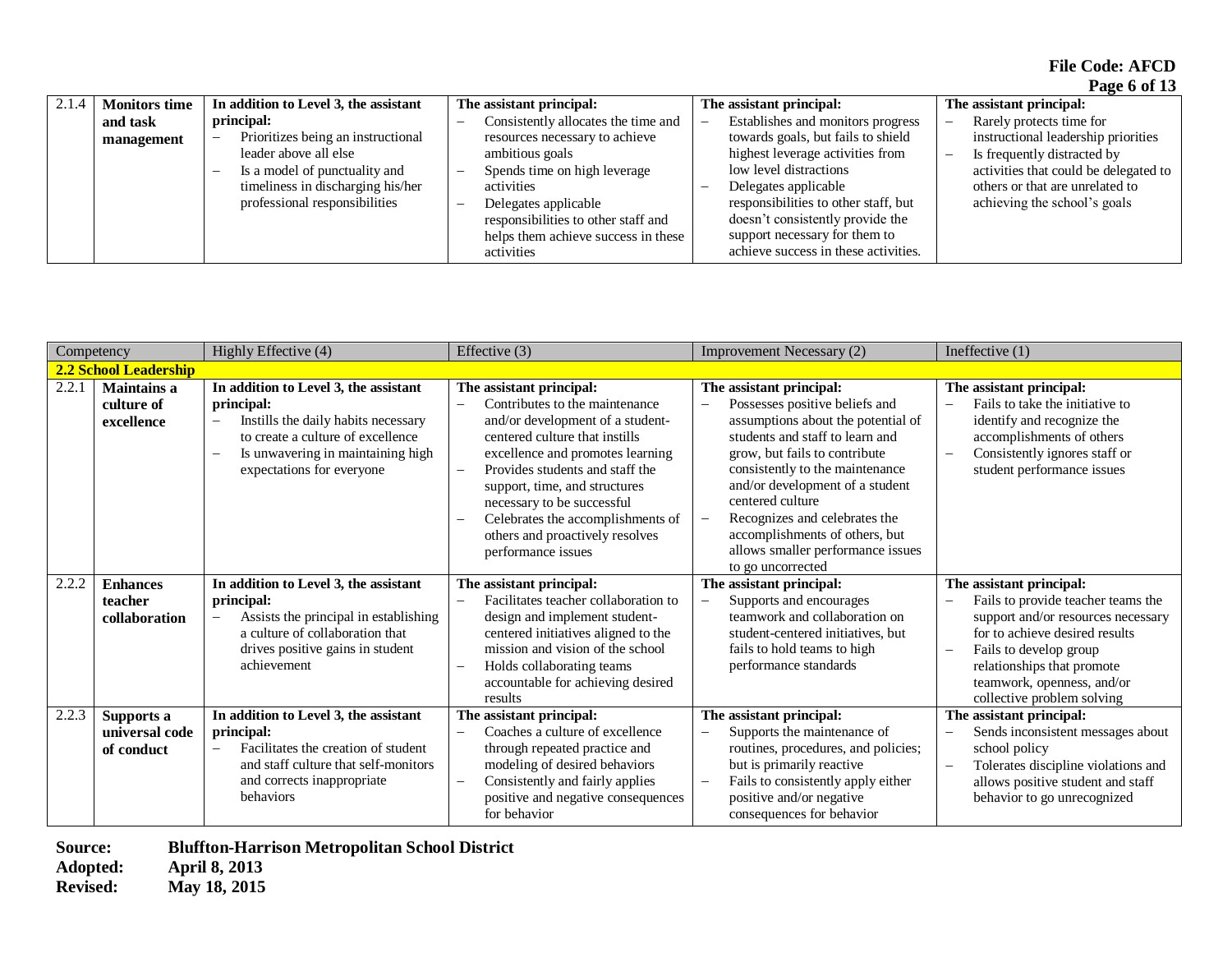| | | | | | |
|---|---|---|---|---|---|
| 2.1.4 | **Monitors time and task management** | **In addition to Level 3, the assistant principal:**<br>– Prioritizes being an instructional leader above all else<br>– Is a model of punctuality and timeliness in discharging his/her professional responsibilities | **The assistant principal:**<br>– Consistently allocates the time and resources necessary to achieve ambitious goals<br>– Spends time on high leverage activities<br>– Delegates applicable responsibilities to other staff and helps them achieve success in these activities | **The assistant principal:**<br>– Establishes and monitors progress towards goals, but fails to shield highest leverage activities from low level distractions<br>– Delegates applicable responsibilities to other staff, but doesn't consistently provide the support necessary for them to achieve success in these activities. | **The assistant principal:**<br>– Rarely protects time for instructional leadership priorities<br>– Is frequently distracted by activities that could be delegated to others or that are unrelated to achieving the school's goals |

| Competency | | Highly Effective (4) | Effective (3) | Improvement Necessary (2) | Ineffective (1) |
|---|---|---|---|---|---|
| **2.2 School Leadership** | | | | | |
| 2.2.1 | **Maintains a culture of excellence** | **In addition to Level 3, the assistant principal:**<br>– Instills the daily habits necessary to create a culture of excellence<br>– Is unwavering in maintaining high expectations for everyone | **The assistant principal:**<br>– Contributes to the maintenance and/or development of a student-centered culture that instills excellence and promotes learning<br>– Provides students and staff the support, time, and structures necessary to be successful<br>– Celebrates the accomplishments of others and proactively resolves performance issues | **The assistant principal:**<br>– Possesses positive beliefs and assumptions about the potential of students and staff to learn and grow, but fails to contribute consistently to the maintenance and/or development of a student centered culture<br>– Recognizes and celebrates the accomplishments of others, but allows smaller performance issues to go uncorrected | **The assistant principal:**<br>– Fails to take the initiative to identify and recognize the accomplishments of others<br>– Consistently ignores staff or student performance issues |
| 2.2.2 | **Enhances teacher collaboration** | **In addition to Level 3, the assistant principal:**<br>– Assists the principal in establishing a culture of collaboration that drives positive gains in student achievement | **The assistant principal:**<br>– Facilitates teacher collaboration to design and implement student-centered initiatives aligned to the mission and vision of the school<br>– Holds collaborating teams accountable for achieving desired results | **The assistant principal:**<br>– Supports and encourages teamwork and collaboration on student-centered initiatives, but fails to hold teams to high performance standards | **The assistant principal:**<br>– Fails to provide teacher teams the support and/or resources necessary for to achieve desired results<br>– Fails to develop group relationships that promote teamwork, openness, and/or collective problem solving |
| 2.2.3 | **Supports a universal code of conduct** | **In addition to Level 3, the assistant principal:**<br>– Facilitates the creation of student and staff culture that self-monitors and corrects inappropriate behaviors | **The assistant principal:**<br>– Coaches a culture of excellence through repeated practice and modeling of desired behaviors<br>– Consistently and fairly applies positive and negative consequences for behavior | **The assistant principal:**<br>– Supports the maintenance of routines, procedures, and policies; but is primarily reactive<br>– Fails to consistently apply either positive and/or negative consequences for behavior | **The assistant principal:**<br>– Sends inconsistent messages about school policy<br>– Tolerates discipline violations and allows positive student and staff behavior to go unrecognized |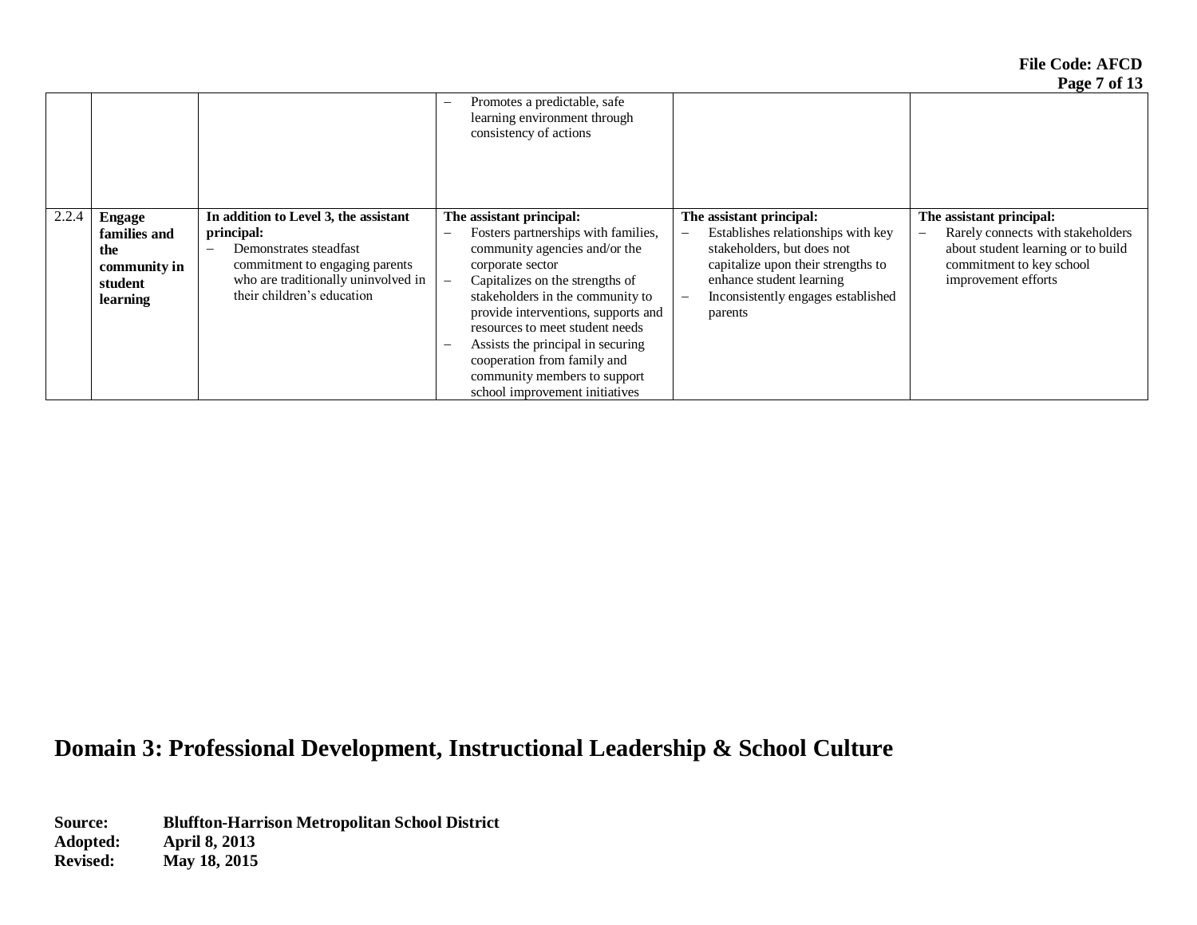| | | | | | |
|---|---|---|---|---|---|
| | | | – Promotes a predictable, safe learning environment through consistency of actions | | |
| 2.2.4 | **Engage families and the community in student learning** | **In addition to Level 3, the assistant principal:**<br>– Demonstrates steadfast commitment to engaging parents who are traditionally uninvolved in their children's education | **The assistant principal:**<br>– Fosters partnerships with families, community agencies and/or the corporate sector<br>– Capitalizes on the strengths of stakeholders in the community to provide interventions, supports and resources to meet student needs<br>– Assists the principal in securing cooperation from family and community members to support school improvement initiatives | **The assistant principal:**<br>– Establishes relationships with key stakeholders, but does not capitalize upon their strengths to enhance student learning<br>– Inconsistently engages established parents | **The assistant principal:**<br>– Rarely connects with stakeholders about student learning or to build commitment to key school improvement efforts |

# Domain 3: Professional Development, Instructional Leadership & School Culture

**Source:** **Bluffton-Harrison Metropolitan School District**
**Adopted:** **April 8, 2013**
**Revised:** **May 18, 2015**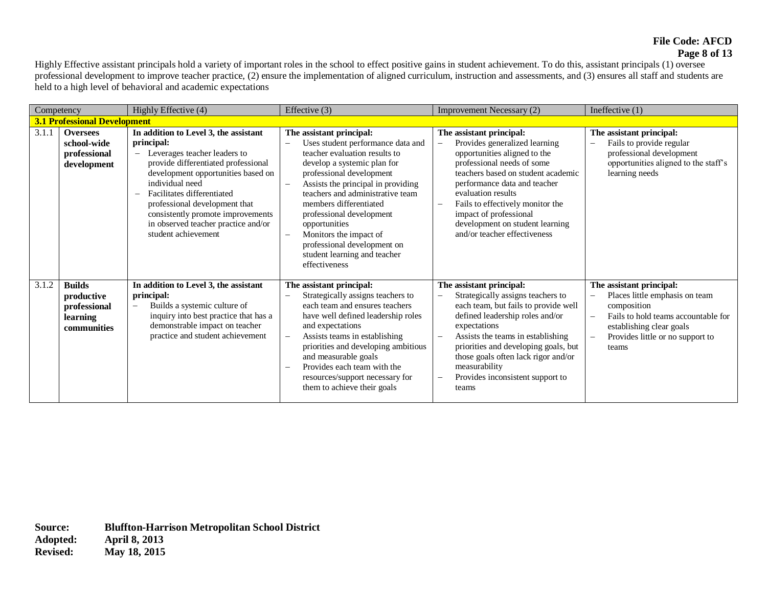Highly Effective assistant principals hold a variety of important roles in the school to effect positive gains in student achievement. To do this, assistant principals (1) oversee professional development to improve teacher practice, (2) ensure the implementation of aligned curriculum, instruction and assessments, and (3) ensures all staff and students are held to a high level of behavioral and academic expectations

| Competency | | Highly Effective (4) | Effective (3) | Improvement Necessary (2) | Ineffective (1) |
|---|---|---|---|---|---|
| **3.1 Professional Development** | | | | | |
| 3.1.1 | **Oversees school-wide professional development** | **In addition to Level 3, the assistant principal:** – Leverages teacher leaders to provide differentiated professional development opportunities based on individual need – Facilitates differentiated professional development that consistently promote improvements in observed teacher practice and/or student achievement | **The assistant principal:** – Uses student performance data and teacher evaluation results to develop a systemic plan for professional development – Assists the principal in providing teachers and administrative team members differentiated professional development opportunities – Monitors the impact of professional development on student learning and teacher effectiveness | **The assistant principal:** – Provides generalized learning opportunities aligned to the professional needs of some teachers based on student academic performance data and teacher evaluation results – Fails to effectively monitor the impact of professional development on student learning and/or teacher effectiveness | **The assistant principal:** – Fails to provide regular professional development opportunities aligned to the staff's learning needs |
| 3.1.2 | **Builds productive professional learning communities** | **In addition to Level 3, the assistant principal:** – Builds a systemic culture of inquiry into best practice that has a demonstrable impact on teacher practice and student achievement | **The assistant principal:** – Strategically assigns teachers to each team and ensures teachers have well defined leadership roles and expectations – Assists teams in establishing priorities and developing ambitious and measurable goals – Provides each team with the resources/support necessary for them to achieve their goals | **The assistant principal:** – Strategically assigns teachers to each team, but fails to provide well defined leadership roles and/or expectations – Assists the teams in establishing priorities and developing goals, but those goals often lack rigor and/or measurability – Provides inconsistent support to teams | **The assistant principal:** – Places little emphasis on team composition – Fails to hold teams accountable for establishing clear goals – Provides little or no support to teams |

**Source:** Bluffton-Harrison Metropolitan School District
**Adopted:** April 8, 2013
**Revised:** May 18, 2015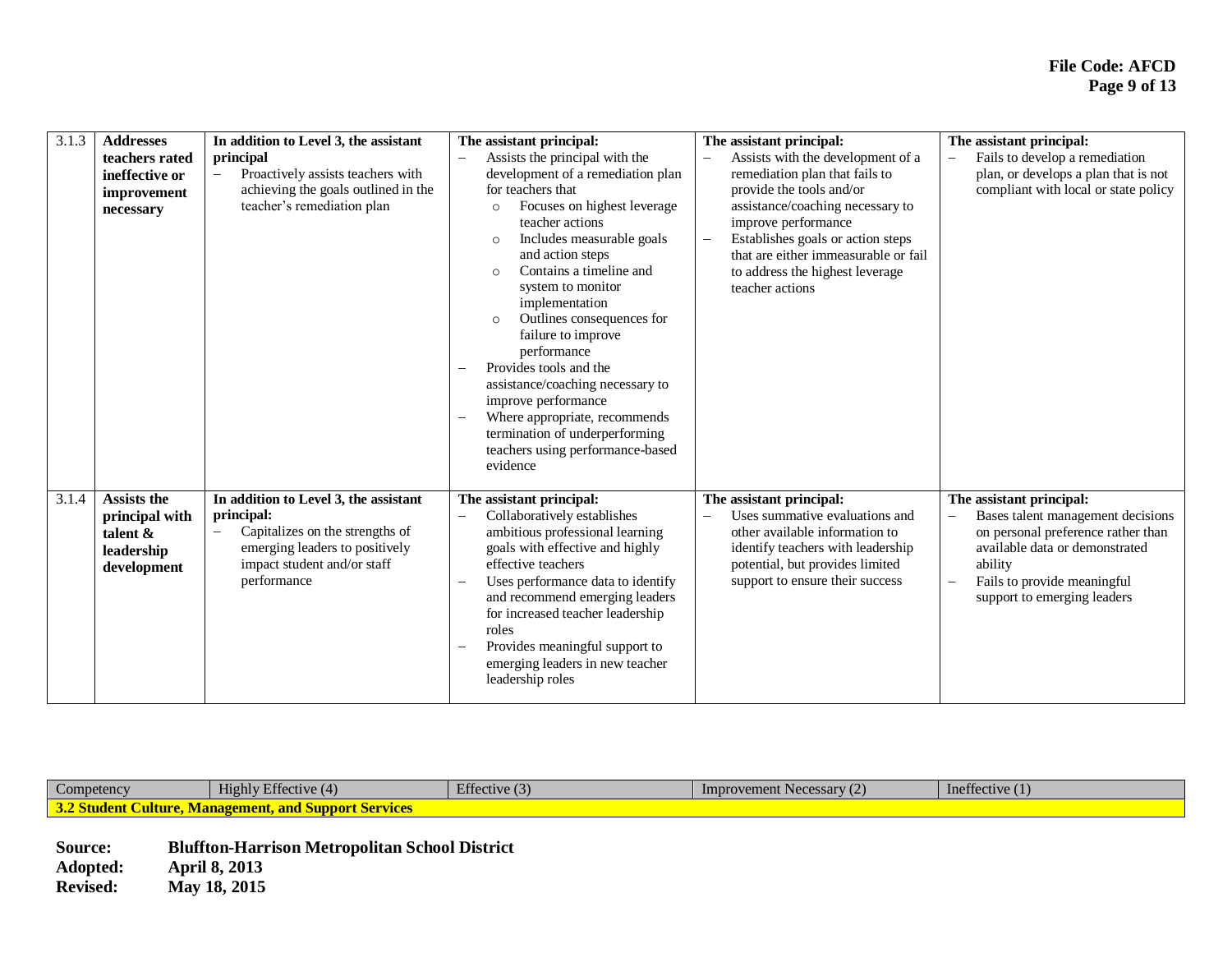| | | | | | |
|---|---|---|---|---|---|
| 3.1.3 | **Addresses teachers rated ineffective or improvement necessary** | **In addition to Level 3, the assistant principal**<br>– Proactively assists teachers with achieving the goals outlined in the teacher's remediation plan | **The assistant principal:**<br>– Assists the principal with the development of a remediation plan for teachers that<br>  ○ Focuses on highest leverage teacher actions<br>  ○ Includes measurable goals and action steps<br>  ○ Contains a timeline and system to monitor implementation<br>  ○ Outlines consequences for failure to improve performance<br>– Provides tools and the assistance/coaching necessary to improve performance<br>– Where appropriate, recommends termination of underperforming teachers using performance-based evidence | **The assistant principal:**<br>– Assists with the development of a remediation plan that fails to provide the tools and/or assistance/coaching necessary to improve performance<br>– Establishes goals or action steps that are either immeasurable or fail to address the highest leverage teacher actions | **The assistant principal:**<br>– Fails to develop a remediation plan, or develops a plan that is not compliant with local or state policy |
| 3.1.4 | **Assists the principal with talent & leadership development** | **In addition to Level 3, the assistant principal:**<br>– Capitalizes on the strengths of emerging leaders to positively impact student and/or staff performance | **The assistant principal:**<br>– Collaboratively establishes ambitious professional learning goals with effective and highly effective teachers<br>– Uses performance data to identify and recommend emerging leaders for increased teacher leadership roles<br>– Provides meaningful support to emerging leaders in new teacher leadership roles | **The assistant principal:**<br>– Uses summative evaluations and other available information to identify teachers with leadership potential, but provides limited support to ensure their success | **The assistant principal:**<br>– Bases talent management decisions on personal preference rather than available data or demonstrated ability<br>– Fails to provide meaningful support to emerging leaders |

| Competency | Highly Effective (4) | Effective (3) | Improvement Necessary (2) | Ineffective (1) |
|---|---|---|---|---|
| **3.2 Student Culture, Management, and Support Services** | | | | |

**Source:** **Bluffton-Harrison Metropolitan School District**
**Adopted:** **April 8, 2013**
**Revised:** **May 18, 2015**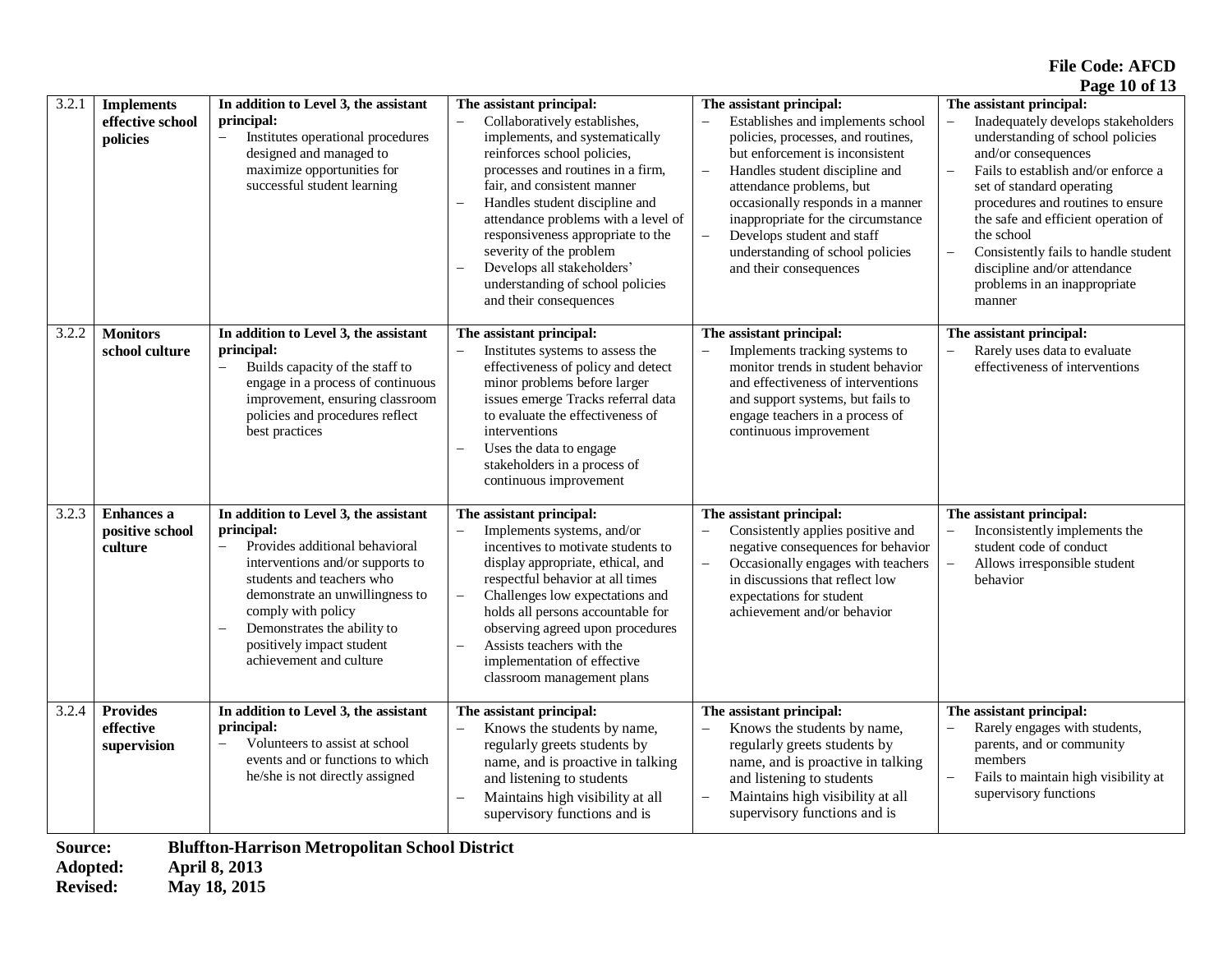| | | | | | |
|---|---|---|---|---|---|
| 3.2.1 | **Implements effective school policies** | **In addition to Level 3, the assistant principal:**<br>– Institutes operational procedures designed and managed to maximize opportunities for successful student learning | **The assistant principal:**<br>– Collaboratively establishes, implements, and systematically reinforces school policies, processes and routines in a firm, fair, and consistent manner<br>– Handles student discipline and attendance problems with a level of responsiveness appropriate to the severity of the problem<br>– Develops all stakeholders' understanding of school policies and their consequences | **The assistant principal:**<br>– Establishes and implements school policies, processes, and routines, but enforcement is inconsistent<br>– Handles student discipline and attendance problems, but occasionally responds in a manner inappropriate for the circumstance<br>– Develops student and staff understanding of school policies and their consequences | **The assistant principal:**<br>– Inadequately develops stakeholders understanding of school policies and/or consequences<br>– Fails to establish and/or enforce a set of standard operating procedures and routines to ensure the safe and efficient operation of the school<br>– Consistently fails to handle student discipline and/or attendance problems in an inappropriate manner |
| 3.2.2 | **Monitors school culture** | **In addition to Level 3, the assistant principal:**<br>– Builds capacity of the staff to engage in a process of continuous improvement, ensuring classroom policies and procedures reflect best practices | **The assistant principal:**<br>– Institutes systems to assess the effectiveness of policy and detect minor problems before larger issues emerge Tracks referral data to evaluate the effectiveness of interventions<br>– Uses the data to engage stakeholders in a process of continuous improvement | **The assistant principal:**<br>– Implements tracking systems to monitor trends in student behavior and effectiveness of interventions and support systems, but fails to engage teachers in a process of continuous improvement | **The assistant principal:**<br>– Rarely uses data to evaluate effectiveness of interventions |
| 3.2.3 | **Enhances a positive school culture** | **In addition to Level 3, the assistant principal:**<br>– Provides additional behavioral interventions and/or supports to students and teachers who demonstrate an unwillingness to comply with policy<br>– Demonstrates the ability to positively impact student achievement and culture | **The assistant principal:**<br>– Implements systems, and/or incentives to motivate students to display appropriate, ethical, and respectful behavior at all times<br>– Challenges low expectations and holds all persons accountable for observing agreed upon procedures<br>– Assists teachers with the implementation of effective classroom management plans | **The assistant principal:**<br>– Consistently applies positive and negative consequences for behavior<br>– Occasionally engages with teachers in discussions that reflect low expectations for student achievement and/or behavior | **The assistant principal:**<br>– Inconsistently implements the student code of conduct<br>– Allows irresponsible student behavior |
| 3.2.4 | **Provides effective supervision** | **In addition to Level 3, the assistant principal:**<br>– Volunteers to assist at school events and or functions to which he/she is not directly assigned | **The assistant principal:**<br>– Knows the students by name, regularly greets students by name, and is proactive in talking and listening to students<br>– Maintains high visibility at all supervisory functions and is | **The assistant principal:**<br>– Knows the students by name, regularly greets students by name, and is proactive in talking and listening to students<br>– Maintains high visibility at all supervisory functions and is | **The assistant principal:**<br>– Rarely engages with students, parents, and or community members<br>– Fails to maintain high visibility at supervisory functions |

**Source:** **Bluffton-Harrison Metropolitan School District**
**Adopted:** **April 8, 2013**
**Revised:** **May 18, 2015**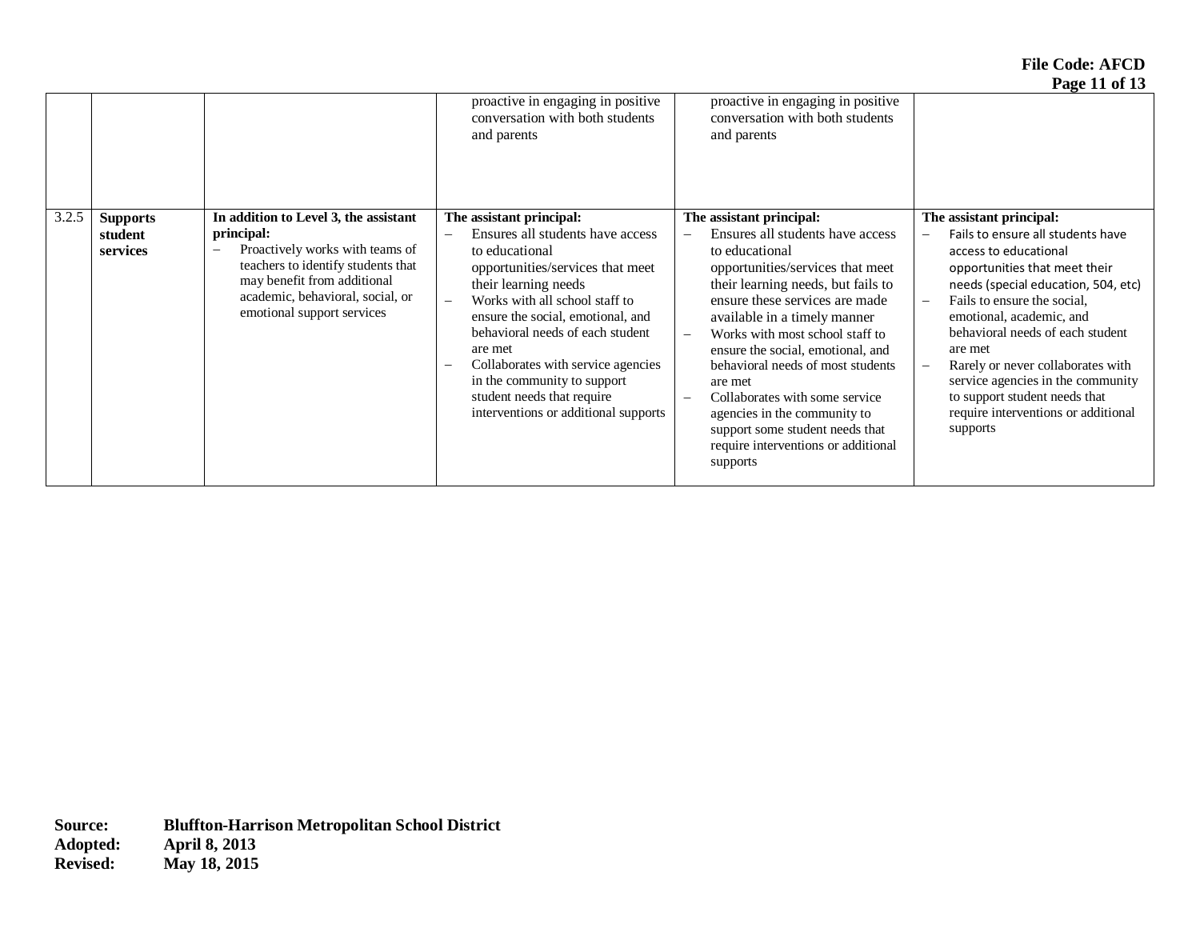| | | | | | |
|---|---|---|---|---|---|
| | | | proactive in engaging in positive conversation with both students and parents | proactive in engaging in positive conversation with both students and parents | |
| 3.2.5 | **Supports student services** | **In addition to Level 3, the assistant principal:**<br>– Proactively works with teams of teachers to identify students that may benefit from additional academic, behavioral, social, or emotional support services | **The assistant principal:**<br>– Ensures all students have access to educational opportunities/services that meet their learning needs<br>– Works with all school staff to ensure the social, emotional, and behavioral needs of each student are met<br>– Collaborates with service agencies in the community to support student needs that require interventions or additional supports | **The assistant principal:**<br>– Ensures all students have access to educational opportunities/services that meet their learning needs, but fails to ensure these services are made available in a timely manner<br>– Works with most school staff to ensure the social, emotional, and behavioral needs of most students are met<br>– Collaborates with some service agencies in the community to support some student needs that require interventions or additional supports | **The assistant principal:**<br>– Fails to ensure all students have access to educational opportunities that meet their needs (special education, 504, etc)<br>– Fails to ensure the social, emotional, academic, and behavioral needs of each student are met<br>– Rarely or never collaborates with service agencies in the community to support student needs that require interventions or additional supports |

**Source:** Bluffton-Harrison Metropolitan School District
**Adopted:** April 8, 2013
**Revised:** May 18, 2015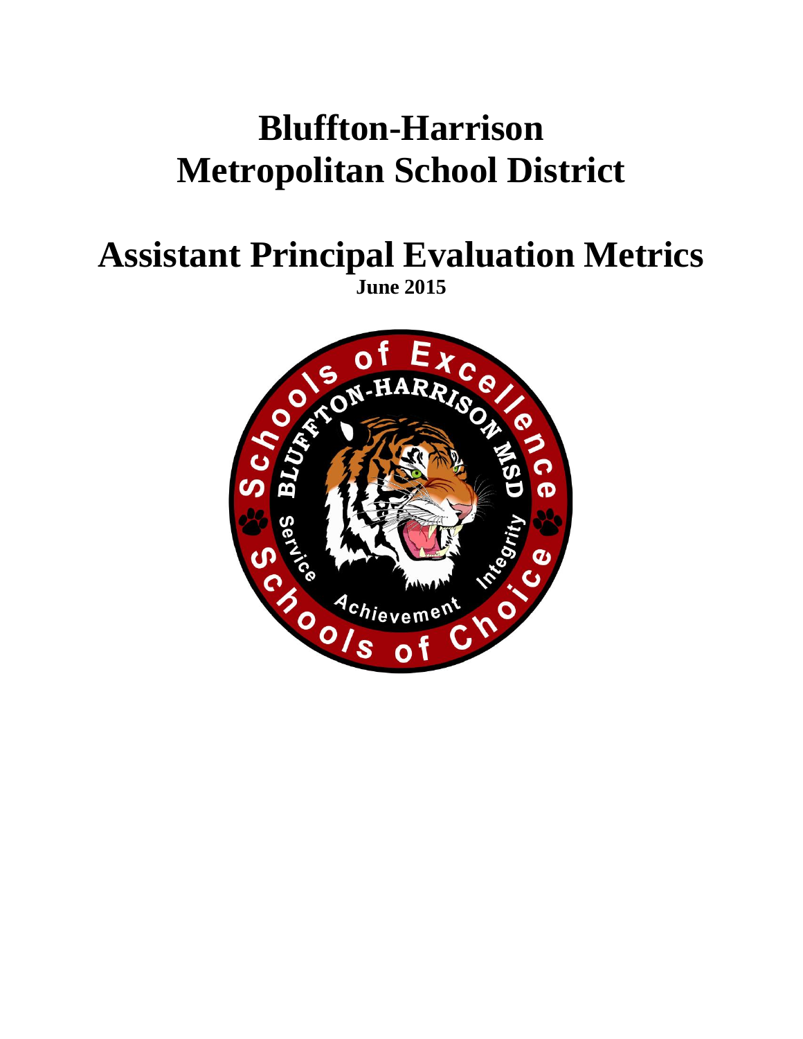# Bluffton-Harrison Metropolitan School District

# Assistant Principal Evaluation Metrics

**June 2015**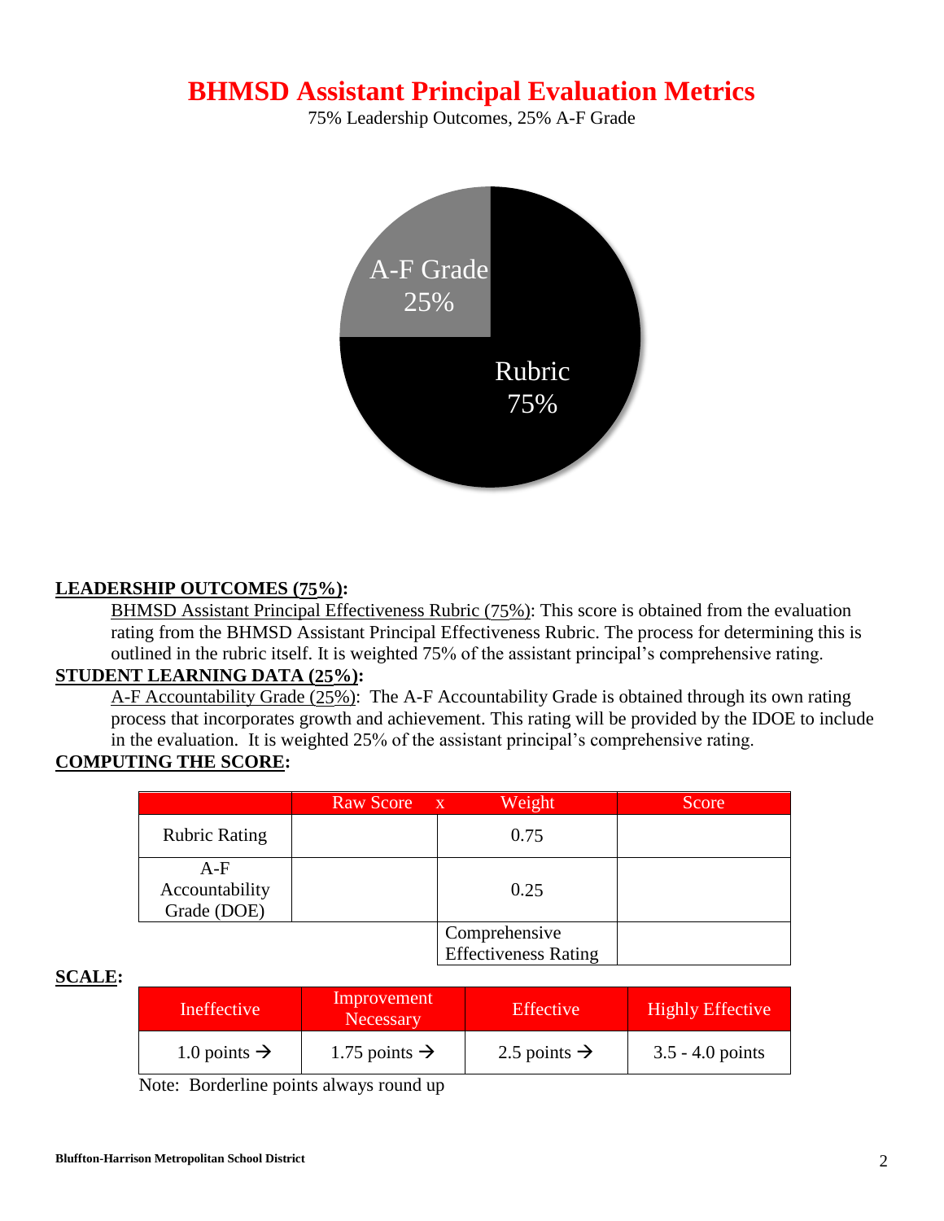# BHMSD Assistant Principal Evaluation Metrics

75% Leadership Outcomes, 25% A-F Grade

A-F Grade 25%

Rubric 75%

**LEADERSHIP OUTCOMES (75%):**

BHMSD Assistant Principal Effectiveness Rubric (75%): This score is obtained from the evaluation rating from the BHMSD Assistant Principal Effectiveness Rubric. The process for determining this is outlined in the rubric itself. It is weighted 75% of the assistant principal's comprehensive rating.

**STUDENT LEARNING DATA (25%):**

A-F Accountability Grade (25%): The A-F Accountability Grade is obtained through its own rating process that incorporates growth and achievement. This rating will be provided by the IDOE to include in the evaluation. It is weighted 25% of the assistant principal's comprehensive rating.

**COMPUTING THE SCORE:**

| | Raw Score x | Weight | Score |
|---|---|---|---|
| Rubric Rating | | 0.75 | |
| A-F Accountability Grade (DOE) | | 0.25 | |
| | | Comprehensive Effectiveness Rating | |

**SCALE:**

| Ineffective | Improvement Necessary | Effective | Highly Effective |
|---|---|---|---|
| 1.0 points → | 1.75 points → | 2.5 points → | 3.5 - 4.0 points |

Note: Borderline points always round up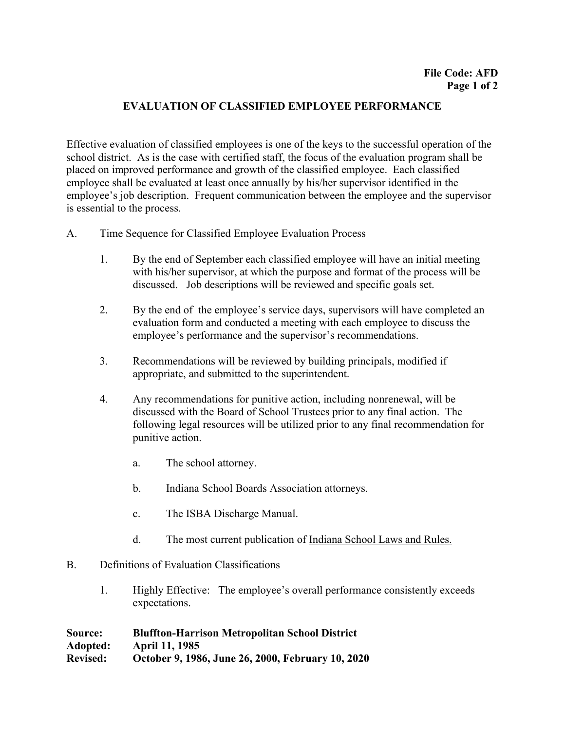**File Code: AFD**

## EVALUATION OF CLASSIFIED EMPLOYEE PERFORMANCE

Effective evaluation of classified employees is one of the keys to the successful operation of the school district. As is the case with certified staff, the focus of the evaluation program shall be placed on improved performance and growth of the classified employee. Each classified employee shall be evaluated at least once annually by his/her supervisor identified in the employee's job description. Frequent communication between the employee and the supervisor is essential to the process.

A. Time Sequence for Classified Employee Evaluation Process

1. By the end of September each classified employee will have an initial meeting with his/her supervisor, at which the purpose and format of the process will be discussed. Job descriptions will be reviewed and specific goals set.

2. By the end of the employee's service days, supervisors will have completed an evaluation form and conducted a meeting with each employee to discuss the employee's performance and the supervisor's recommendations.

3. Recommendations will be reviewed by building principals, modified if appropriate, and submitted to the superintendent.

4. Any recommendations for punitive action, including nonrenewal, will be discussed with the Board of School Trustees prior to any final action. The following legal resources will be utilized prior to any final recommendation for punitive action.

   a. The school attorney.

   b. Indiana School Boards Association attorneys.

   c. The ISBA Discharge Manual.

   d. The most current publication of Indiana School Laws and Rules.

B. Definitions of Evaluation Classifications

1. Highly Effective: The employee's overall performance consistently exceeds expectations.

**Source: Bluffton-Harrison Metropolitan School District**
**Adopted: April 11, 1985**
**Revised: October 9, 1986, June 26, 2000, February 10, 2020**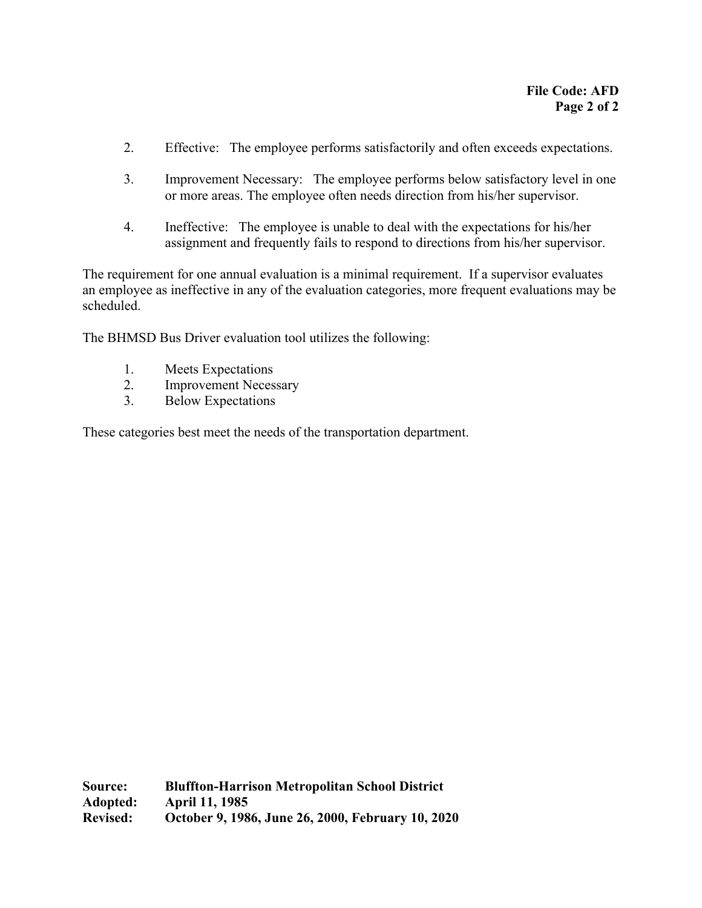2. Effective: The employee performs satisfactorily and often exceeds expectations.

3. Improvement Necessary: The employee performs below satisfactory level in one or more areas. The employee often needs direction from his/her supervisor.

4. Ineffective: The employee is unable to deal with the expectations for his/her assignment and frequently fails to respond to directions from his/her supervisor.

The requirement for one annual evaluation is a minimal requirement. If a supervisor evaluates an employee as ineffective in any of the evaluation categories, more frequent evaluations may be scheduled.

The BHMSD Bus Driver evaluation tool utilizes the following:

1. Meets Expectations
2. Improvement Necessary
3. Below Expectations

These categories best meet the needs of the transportation department.

**Source:** **Bluffton-Harrison Metropolitan School District**
**Adopted:** **April 11, 1985**
**Revised:** **October 9, 1986, June 26, 2000, February 10, 2020**